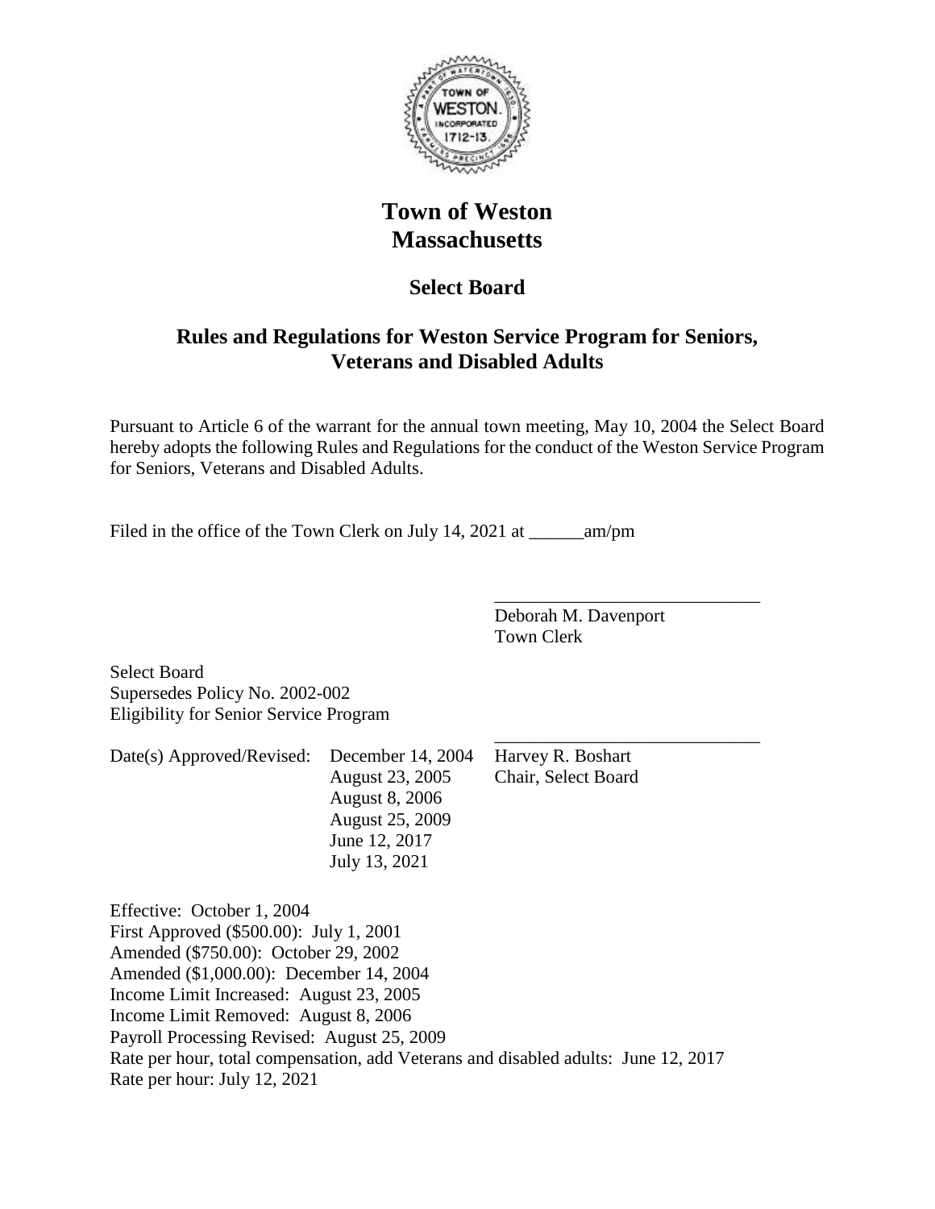# Town of Weston
# Massachusetts

## Select Board

## Rules and Regulations for Weston Service Program for Seniors, Veterans and Disabled Adults

Pursuant to Article 6 of the warrant for the annual town meeting, May 10, 2004 the Select Board hereby adopts the following Rules and Regulations for the conduct of the Weston Service Program for Seniors, Veterans and Disabled Adults.

Filed in the office of the Town Clerk on July 14, 2021 at ______am/pm

_____________________________
Deborah M. Davenport
Town Clerk

Select Board
Supersedes Policy No. 2002-002
Eligibility for Senior Service Program

Date(s) Approved/Revised: December 14, 2004
August 23, 2005
August 8, 2006
August 25, 2009
June 12, 2017
July 13, 2021

_____________________________
Harvey R. Boshart
Chair, Select Board

Effective: October 1, 2004
First Approved ($500.00): July 1, 2001
Amended ($750.00): October 29, 2002
Amended ($1,000.00): December 14, 2004
Income Limit Increased: August 23, 2005
Income Limit Removed: August 8, 2006
Payroll Processing Revised: August 25, 2009
Rate per hour, total compensation, add Veterans and disabled adults: June 12, 2017
Rate per hour: July 12, 2021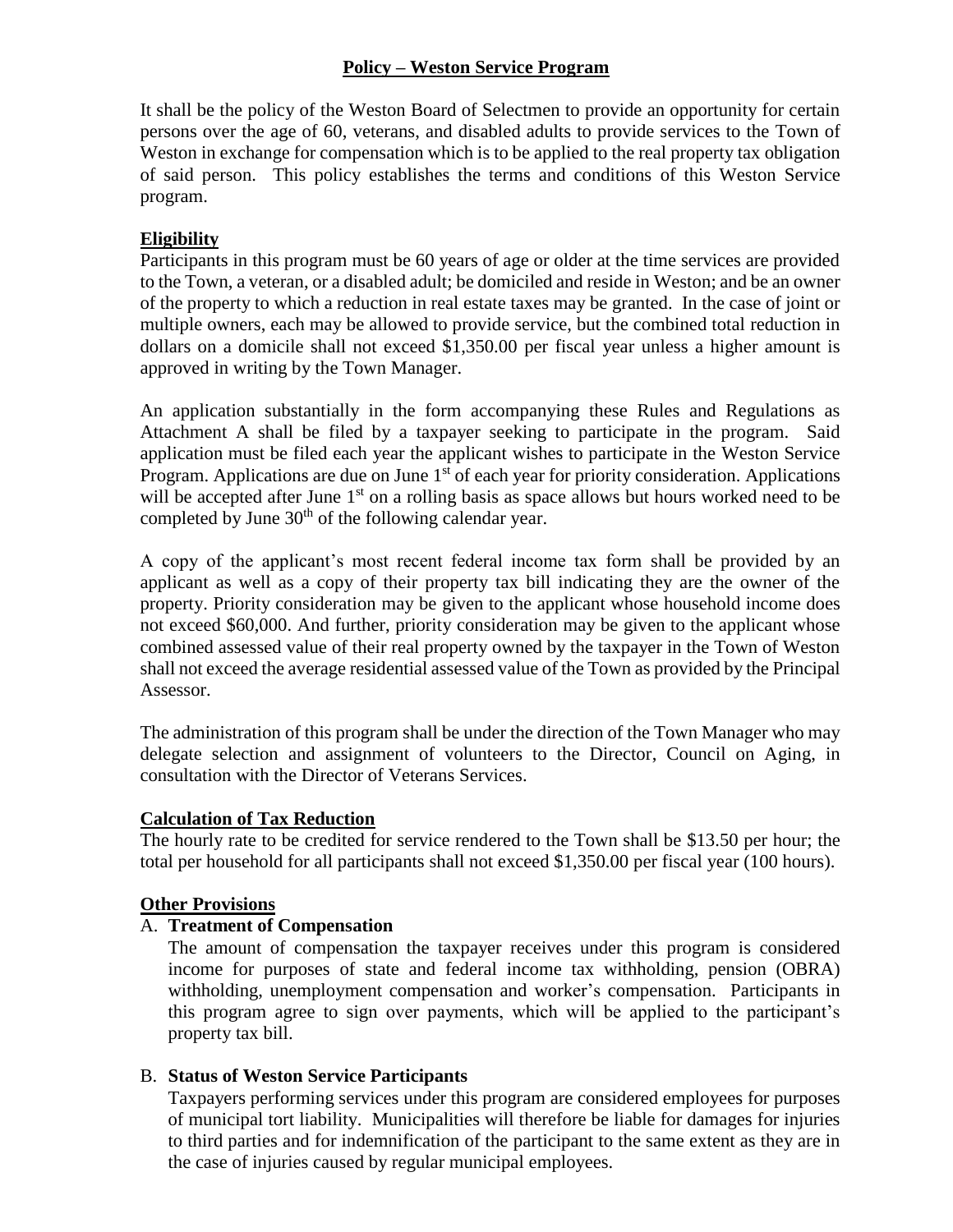# Policy – Weston Service Program

It shall be the policy of the Weston Board of Selectmen to provide an opportunity for certain persons over the age of 60, veterans, and disabled adults to provide services to the Town of Weston in exchange for compensation which is to be applied to the real property tax obligation of said person. This policy establishes the terms and conditions of this Weston Service program.

## Eligibility

Participants in this program must be 60 years of age or older at the time services are provided to the Town, a veteran, or a disabled adult; be domiciled and reside in Weston; and be an owner of the property to which a reduction in real estate taxes may be granted. In the case of joint or multiple owners, each may be allowed to provide service, but the combined total reduction in dollars on a domicile shall not exceed $1,350.00 per fiscal year unless a higher amount is approved in writing by the Town Manager.

An application substantially in the form accompanying these Rules and Regulations as Attachment A shall be filed by a taxpayer seeking to participate in the program. Said application must be filed each year the applicant wishes to participate in the Weston Service Program. Applications are due on June 1st of each year for priority consideration. Applications will be accepted after June 1st on a rolling basis as space allows but hours worked need to be completed by June 30th of the following calendar year.

A copy of the applicant's most recent federal income tax form shall be provided by an applicant as well as a copy of their property tax bill indicating they are the owner of the property. Priority consideration may be given to the applicant whose household income does not exceed $60,000. And further, priority consideration may be given to the applicant whose combined assessed value of their real property owned by the taxpayer in the Town of Weston shall not exceed the average residential assessed value of the Town as provided by the Principal Assessor.

The administration of this program shall be under the direction of the Town Manager who may delegate selection and assignment of volunteers to the Director, Council on Aging, in consultation with the Director of Veterans Services.

## Calculation of Tax Reduction

The hourly rate to be credited for service rendered to the Town shall be $13.50 per hour; the total per household for all participants shall not exceed $1,350.00 per fiscal year (100 hours).

## Other Provisions

A. **Treatment of Compensation**

The amount of compensation the taxpayer receives under this program is considered income for purposes of state and federal income tax withholding, pension (OBRA) withholding, unemployment compensation and worker's compensation. Participants in this program agree to sign over payments, which will be applied to the participant's property tax bill.

B. **Status of Weston Service Participants**

Taxpayers performing services under this program are considered employees for purposes of municipal tort liability. Municipalities will therefore be liable for damages for injuries to third parties and for indemnification of the participant to the same extent as they are in the case of injuries caused by regular municipal employees.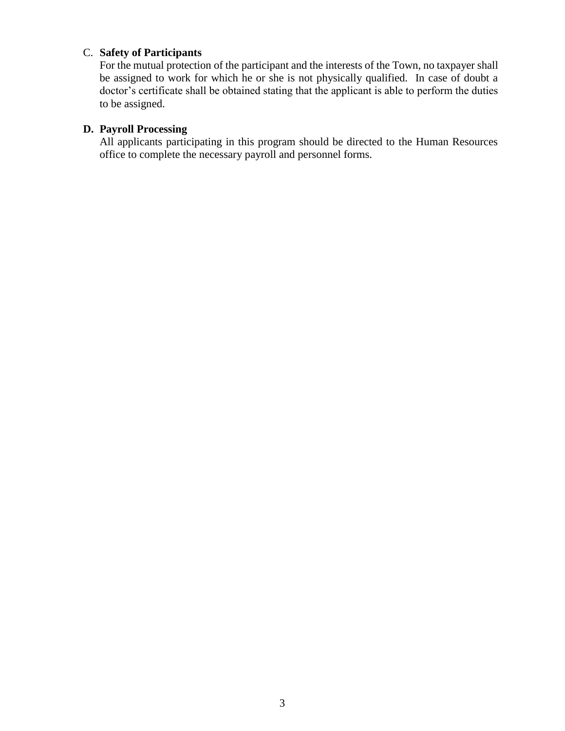C. **Safety of Participants**
For the mutual protection of the participant and the interests of the Town, no taxpayer shall be assigned to work for which he or she is not physically qualified. In case of doubt a doctor's certificate shall be obtained stating that the applicant is able to perform the duties to be assigned.

**D. Payroll Processing**
All applicants participating in this program should be directed to the Human Resources office to complete the necessary payroll and personnel forms.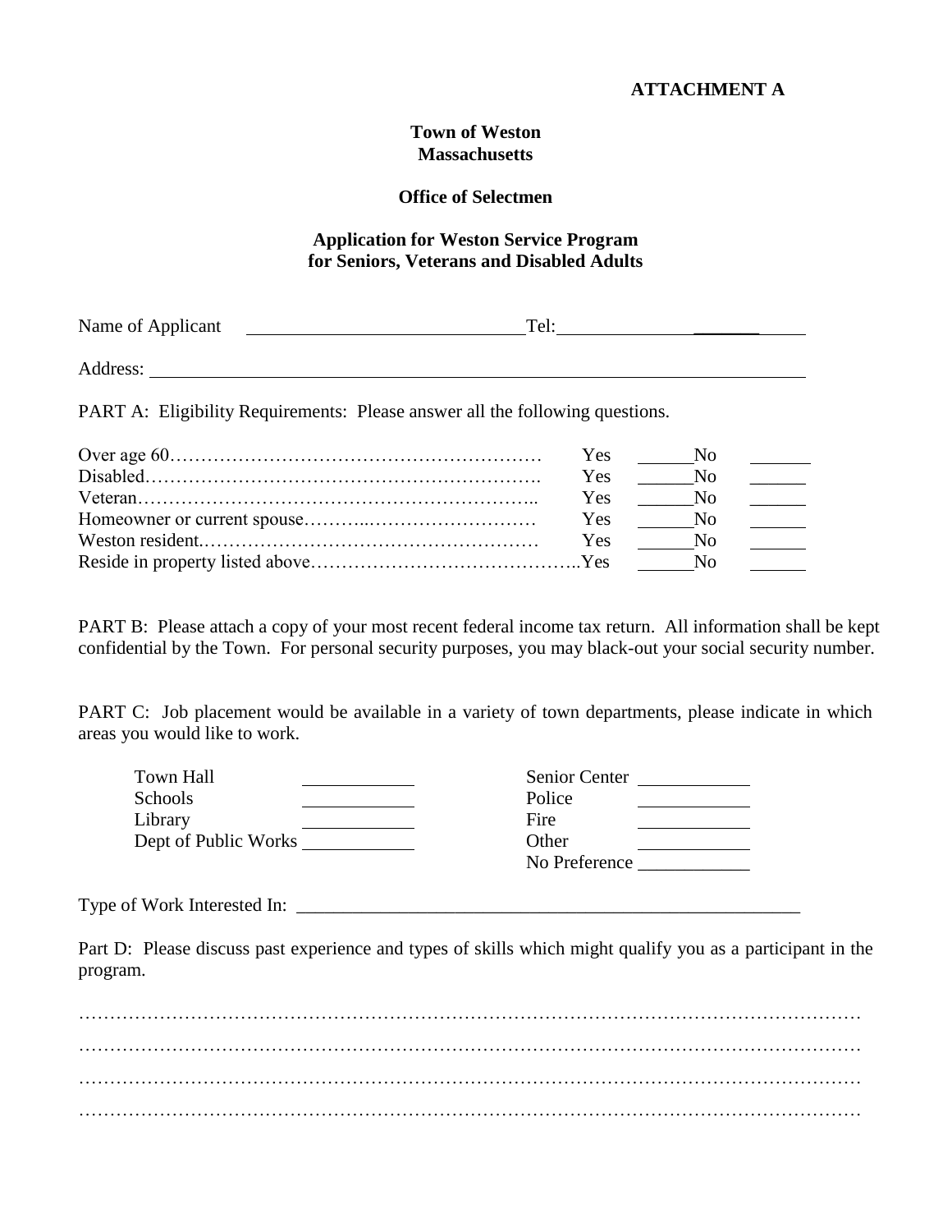**ATTACHMENT A**

**Town of Weston**
**Massachusetts**

**Office of Selectmen**

**Application for Weston Service Program for Seniors, Veterans and Disabled Adults**

Name of Applicant ______________________________ Tel: ______________________

Address: ____________________________________________________________________

PART A: Eligibility Requirements: Please answer all the following questions.

| | | |
|---|---|---|
| Over age 60………………………………………………… | Yes ______ | No ______ |
| Disabled…………………………………………………… | Yes ______ | No ______ |
| Veteran…………………………………………………….. | Yes ______ | No ______ |
| Homeowner or current spouse………..……………………… | Yes ______ | No ______ |
| Weston resident.……………………………………………… | Yes ______ | No ______ |
| Reside in property listed above…………………………………….. | Yes ______ | No ______ |

PART B: Please attach a copy of your most recent federal income tax return. All information shall be kept confidential by the Town. For personal security purposes, you may black-out your social security number.

PART C: Job placement would be available in a variety of town departments, please indicate in which areas you would like to work.

| | | | |
|---|---|---|---|
| Town Hall | ____________ | Senior Center | ____________ |
| Schools | ____________ | Police | ____________ |
| Library | ____________ | Fire | ____________ |
| Dept of Public Works | ____________ | Other | ____________ |
| | | No Preference | ____________ |

Type of Work Interested In: ________________________________________________________

Part D: Please discuss past experience and types of skills which might qualify you as a participant in the program.

……………………………………………………………………………………………………………

……………………………………………………………………………………………………………

……………………………………………………………………………………………………………

……………………………………………………………………………………………………………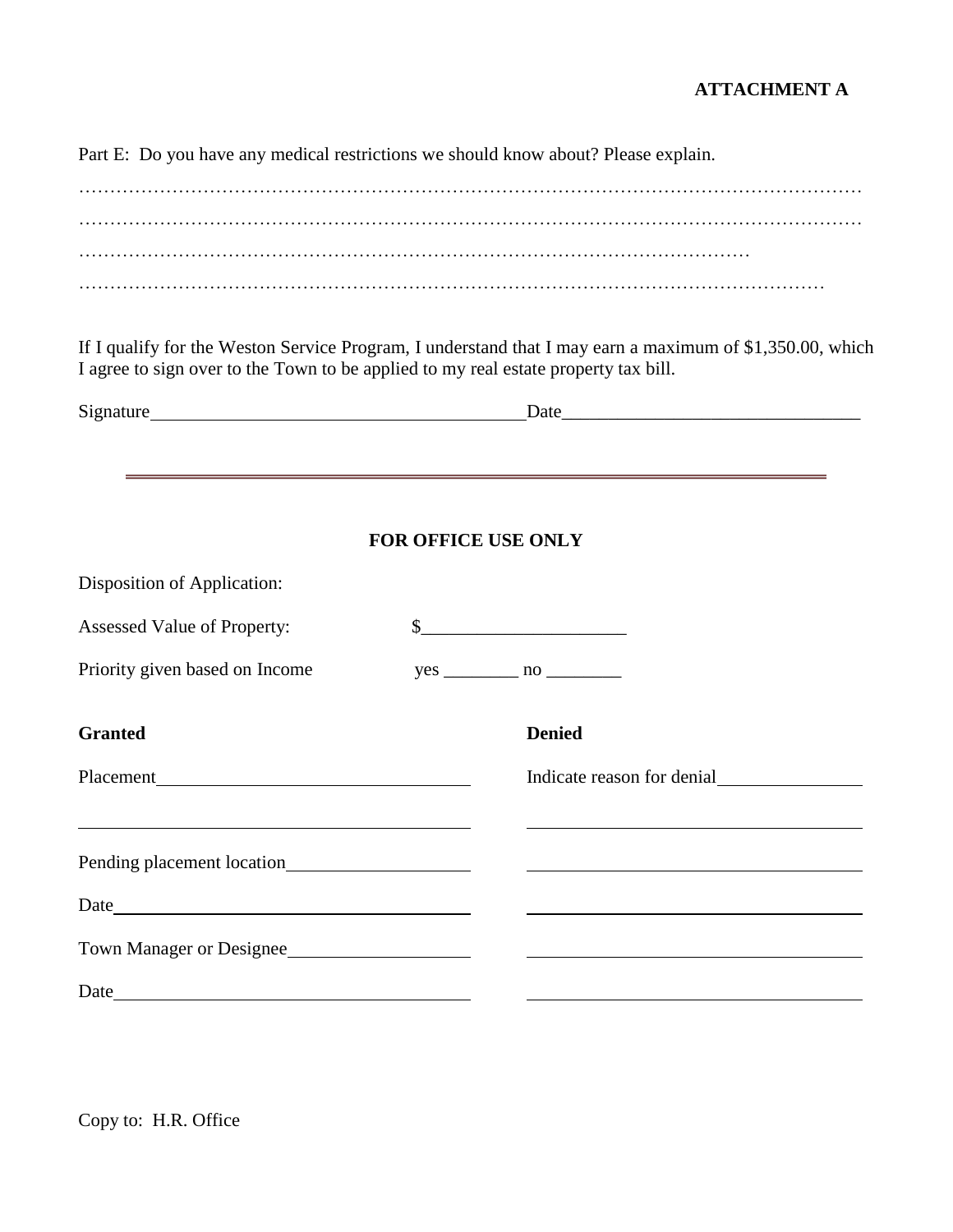**ATTACHMENT A**

Part E: Do you have any medical restrictions we should know about? Please explain.

……………………………………………………………………………………………………………………
……………………………………………………………………………………………………………………
……………………………………………………………………………………………………
……………………………………………………………………………………………………………

If I qualify for the Weston Service Program, I understand that I may earn a maximum of $1,350.00, which I agree to sign over to the Town to be applied to my real estate property tax bill.

Signature________________________________________ Date________________________________

---

**FOR OFFICE USE ONLY**

Disposition of Application:

Assessed Value of Property: $_____________________

Priority given based on Income yes ________ no ________

| **Granted** | **Denied** |
|---|---|
| Placement___________________________________ | Indicate reason for denial________________ |
| ____________________________________________ | _____________________________________ |
| Pending placement location____________________ | _____________________________________ |
| Date________________________________________ | _____________________________________ |
| Town Manager or Designee____________________ | _____________________________________ |
| Date________________________________________ | _____________________________________ |

Copy to: H.R. Office